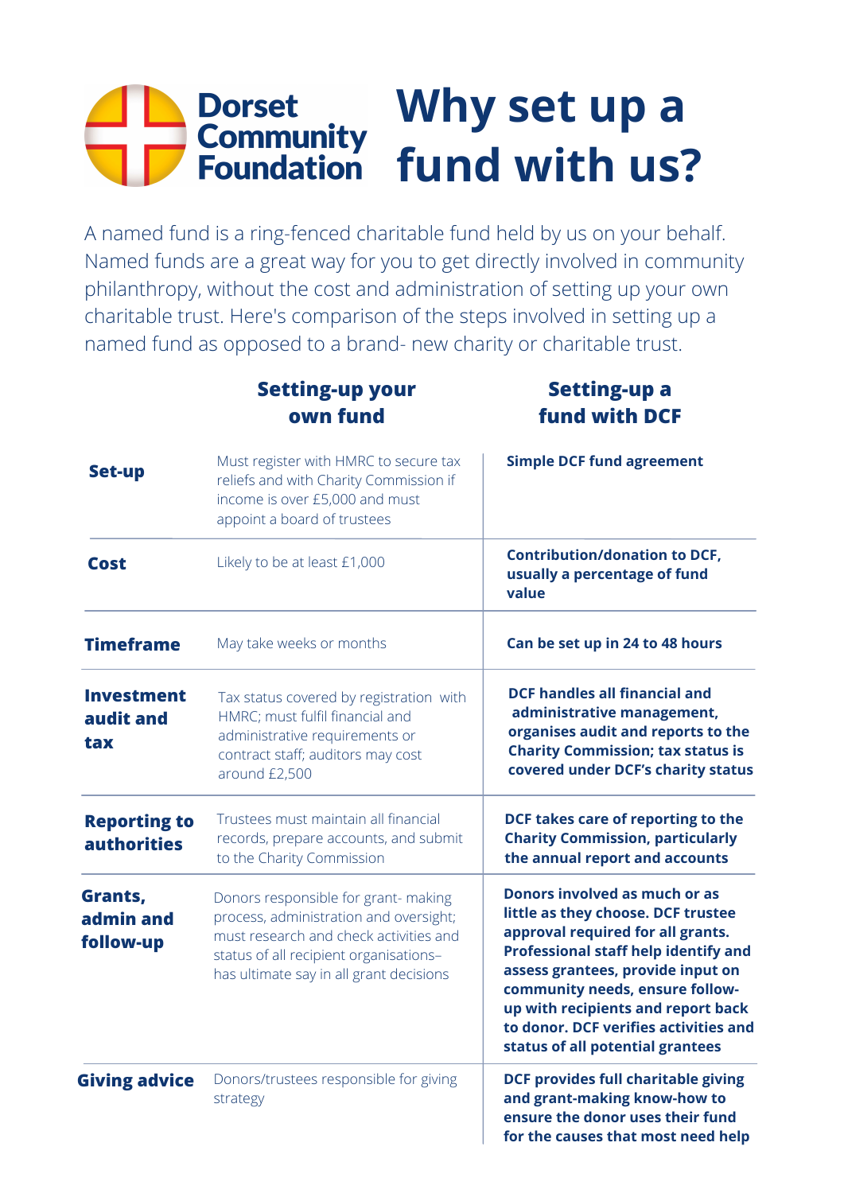Dorset Community Foundation

# Why set up a fund with us?

A named fund is a ring-fenced charitable fund held by us on your behalf. Named funds are a great way for you to get directly involved in community philanthropy, without the cost and administration of setting up your own charitable trust. Here's comparison of the steps involved in setting up a named fund as opposed to a brand- new charity or charitable trust.

| | Setting-up your own fund | Setting-up a fund with DCF |
|---|---|---|
| **Set-up** | Must register with HMRC to secure tax reliefs and with Charity Commission if income is over £5,000 and must appoint a board of trustees | **Simple DCF fund agreement** |
| **Cost** | Likely to be at least £1,000 | **Contribution/donation to DCF, usually a percentage of fund value** |
| **Timeframe** | May take weeks or months | **Can be set up in 24 to 48 hours** |
| **Investment audit and tax** | Tax status covered by registration with HMRC; must fulfil financial and administrative requirements or contract staff; auditors may cost around £2,500 | **DCF handles all financial and administrative management, organises audit and reports to the Charity Commission; tax status is covered under DCF's charity status** |
| **Reporting to authorities** | Trustees must maintain all financial records, prepare accounts, and submit to the Charity Commission | **DCF takes care of reporting to the Charity Commission, particularly the annual report and accounts** |
| **Grants, admin and follow-up** | Donors responsible for grant- making process, administration and oversight; must research and check activities and status of all recipient organisations– has ultimate say in all grant decisions | **Donors involved as much or as little as they choose. DCF trustee approval required for all grants. Professional staff help identify and assess grantees, provide input on community needs, ensure follow-up with recipients and report back to donor. DCF verifies activities and status of all potential grantees** |
| **Giving advice** | Donors/trustees responsible for giving strategy | **DCF provides full charitable giving and grant-making know-how to ensure the donor uses their fund for the causes that most need help** |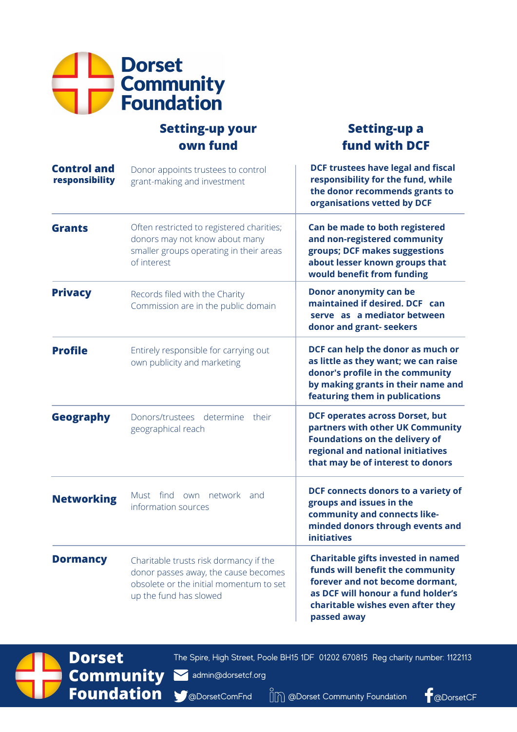# Dorset Community Foundation

| | Setting-up your own fund | Setting-up a fund with DCF |
|---|---|---|
| **Control and responsibility** | Donor appoints trustees to control grant-making and investment | **DCF trustees have legal and fiscal responsibility for the fund, while the donor recommends grants to organisations vetted by DCF** |
| **Grants** | Often restricted to registered charities; donors may not know about many smaller groups operating in their areas of interest | **Can be made to both registered and non-registered community groups; DCF makes suggestions about lesser known groups that would benefit from funding** |
| **Privacy** | Records filed with the Charity Commission are in the public domain | **Donor anonymity can be maintained if desired. DCF can serve as a mediator between donor and grant- seekers** |
| **Profile** | Entirely responsible for carrying out own publicity and marketing | **DCF can help the donor as much or as little as they want; we can raise donor's profile in the community by making grants in their name and featuring them in publications** |
| **Geography** | Donors/trustees determine their geographical reach | **DCF operates across Dorset, but partners with other UK Community Foundations on the delivery of regional and national initiatives that may be of interest to donors** |
| **Networking** | Must find own network and information sources | **DCF connects donors to a variety of groups and issues in the community and connects like-minded donors through events and initiatives** |
| **Dormancy** | Charitable trusts risk dormancy if the donor passes away, the cause becomes obsolete or the initial momentum to set up the fund has slowed | **Charitable gifts invested in named funds will benefit the community forever and not become dormant, as DCF will honour a fund holder's charitable wishes even after they passed away** |

**Dorset Community Foundation**

The Spire, High Street, Poole BH15 1DF 01202 670815 Reg charity number: 1122113

admin@dorsetcf.org

@DorsetComFnd @Dorset Community Foundation @DorsetCF